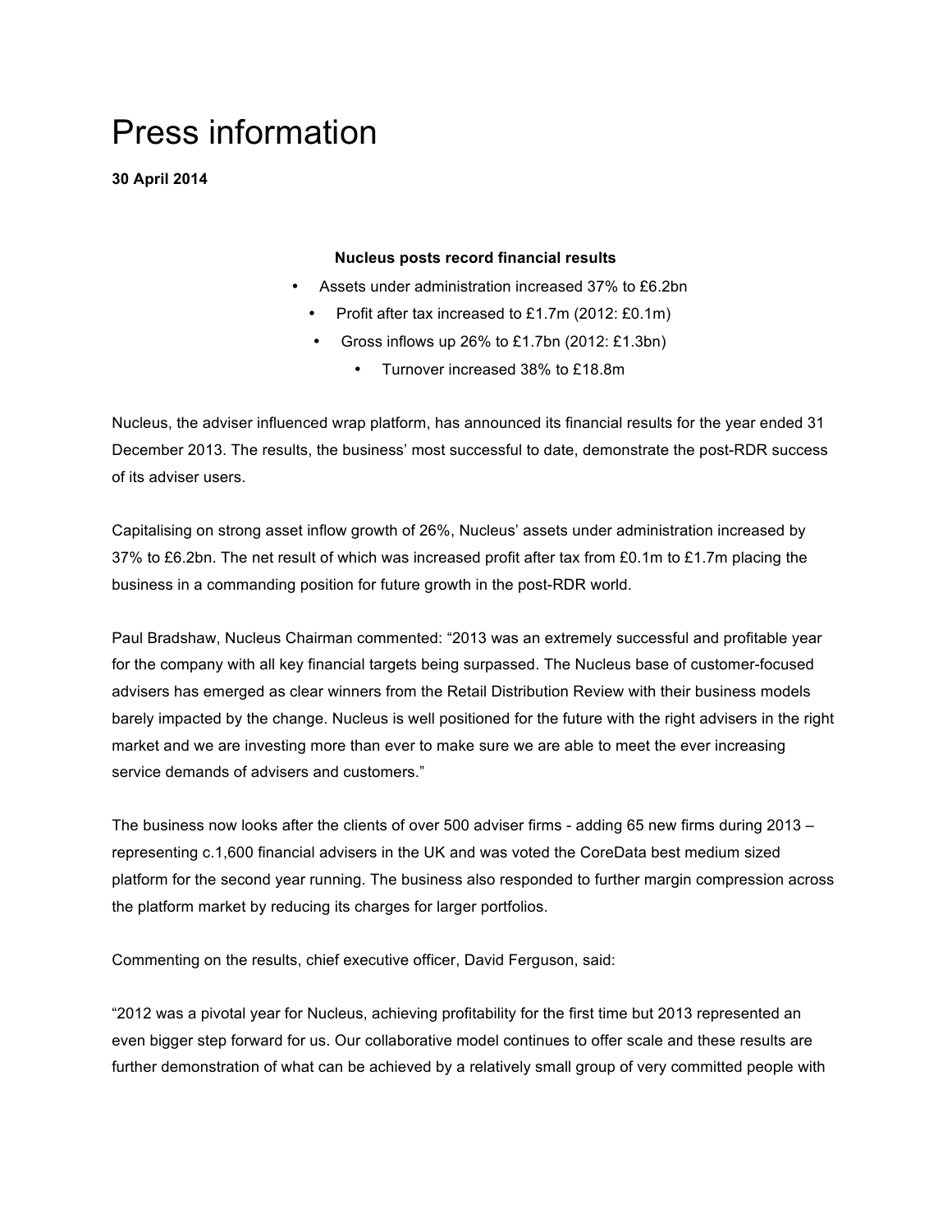# Press information

**30 April 2014**

**Nucleus posts record financial results**

- Assets under administration increased 37% to £6.2bn
- Profit after tax increased to £1.7m (2012: £0.1m)
- Gross inflows up 26% to £1.7bn (2012: £1.3bn)
- Turnover increased 38% to £18.8m

Nucleus, the adviser influenced wrap platform, has announced its financial results for the year ended 31 December 2013. The results, the business' most successful to date, demonstrate the post-RDR success of its adviser users.

Capitalising on strong asset inflow growth of 26%, Nucleus' assets under administration increased by 37% to £6.2bn. The net result of which was increased profit after tax from £0.1m to £1.7m placing the business in a commanding position for future growth in the post-RDR world.

Paul Bradshaw, Nucleus Chairman commented: "2013 was an extremely successful and profitable year for the company with all key financial targets being surpassed. The Nucleus base of customer-focused advisers has emerged as clear winners from the Retail Distribution Review with their business models barely impacted by the change. Nucleus is well positioned for the future with the right advisers in the right market and we are investing more than ever to make sure we are able to meet the ever increasing service demands of advisers and customers."

The business now looks after the clients of over 500 adviser firms - adding 65 new firms during 2013 – representing c.1,600 financial advisers in the UK and was voted the CoreData best medium sized platform for the second year running. The business also responded to further margin compression across the platform market by reducing its charges for larger portfolios.

Commenting on the results, chief executive officer, David Ferguson, said:

"2012 was a pivotal year for Nucleus, achieving profitability for the first time but 2013 represented an even bigger step forward for us. Our collaborative model continues to offer scale and these results are further demonstration of what can be achieved by a relatively small group of very committed people with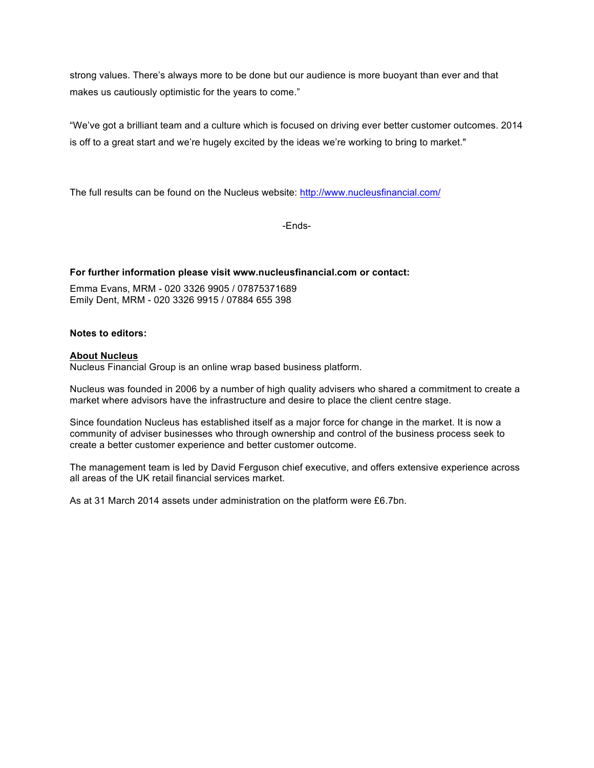strong values. There's always more to be done but our audience is more buoyant than ever and that makes us cautiously optimistic for the years to come."

"We've got a brilliant team and a culture which is focused on driving ever better customer outcomes. 2014 is off to a great start and we're hugely excited by the ideas we're working to bring to market."

The full results can be found on the Nucleus website: http://www.nucleusfinancial.com/

-Ends-

**For further information please visit www.nucleusfinancial.com or contact:**

Emma Evans, MRM - 020 3326 9905 / 07875371689
Emily Dent, MRM - 020 3326 9915 / 07884 655 398

**Notes to editors:**

**About Nucleus**

Nucleus Financial Group is an online wrap based business platform.

Nucleus was founded in 2006 by a number of high quality advisers who shared a commitment to create a market where advisors have the infrastructure and desire to place the client centre stage.

Since foundation Nucleus has established itself as a major force for change in the market. It is now a community of adviser businesses who through ownership and control of the business process seek to create a better customer experience and better customer outcome.

The management team is led by David Ferguson chief executive, and offers extensive experience across all areas of the UK retail financial services market.

As at 31 March 2014 assets under administration on the platform were £6.7bn.